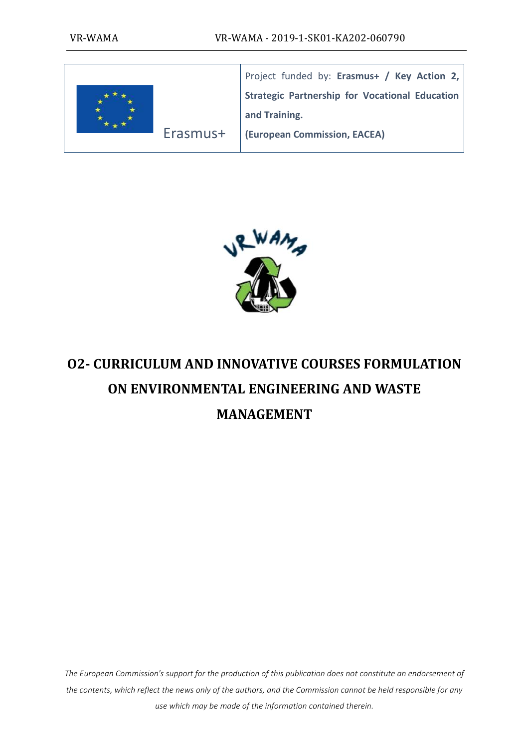| Erasmus+ | Project funded by: **Erasmus+ / Key Action 2, Strategic Partnership for Vocational Education and Training.** **(European Commission, EACEA)** |
| --- | --- |

# O2- CURRICULUM AND INNOVATIVE COURSES FORMULATION ON ENVIRONMENTAL ENGINEERING AND WASTE MANAGEMENT

*The European Commission's support for the production of this publication does not constitute an endorsement of the contents, which reflect the news only of the authors, and the Commission cannot be held responsible for any use which may be made of the information contained therein.*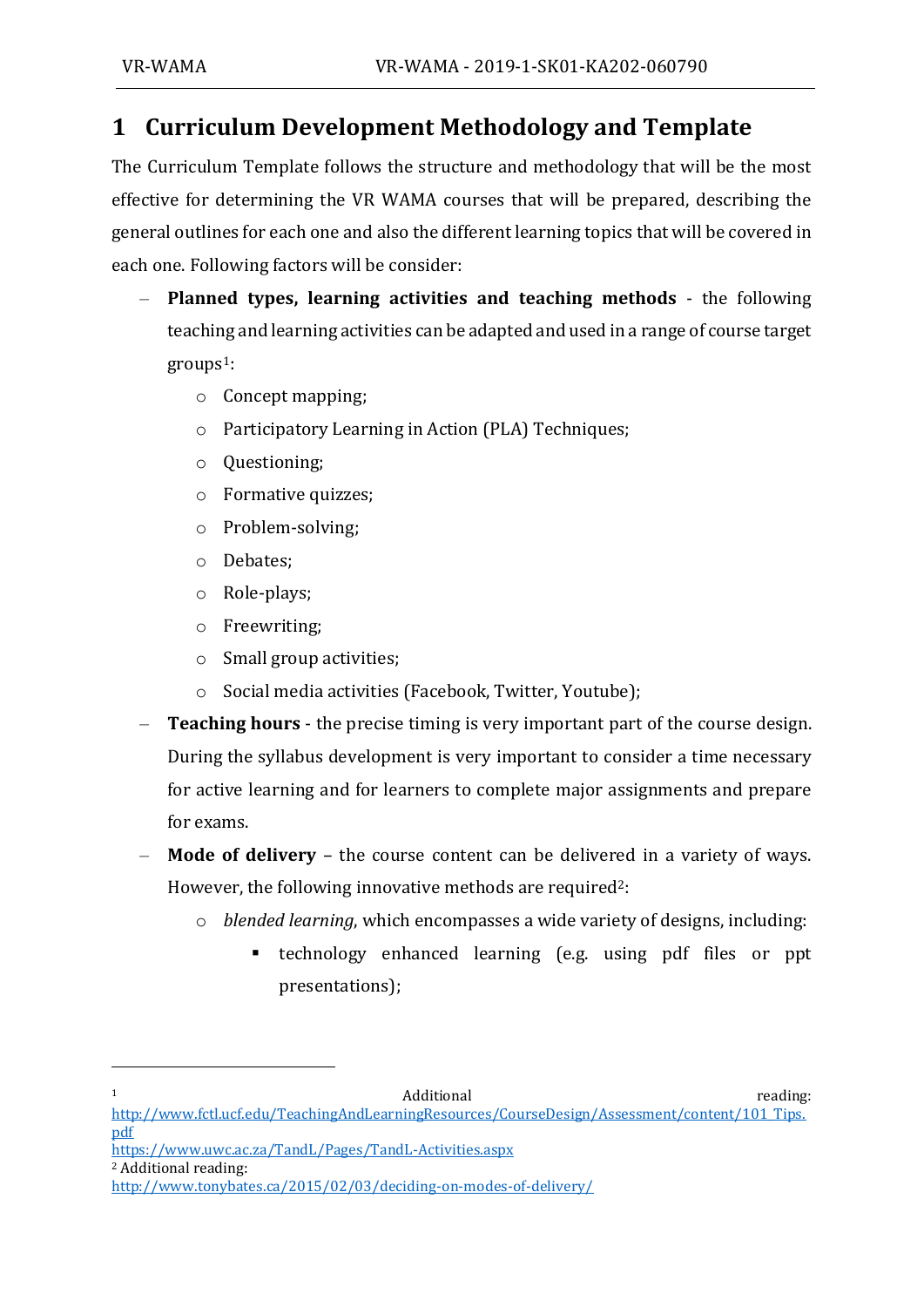# 1 Curriculum Development Methodology and Template

The Curriculum Template follows the structure and methodology that will be the most effective for determining the VR WAMA courses that will be prepared, describing the general outlines for each one and also the different learning topics that will be covered in each one. Following factors will be consider:

- **Planned types, learning activities and teaching methods** - the following teaching and learning activities can be adapted and used in a range of course target groups[1]:
  - Concept mapping;
  - Participatory Learning in Action (PLA) Techniques;
  - Questioning;
  - Formative quizzes;
  - Problem-solving;
  - Debates;
  - Role-plays;
  - Freewriting;
  - Small group activities;
  - Social media activities (Facebook, Twitter, Youtube);
- **Teaching hours** - the precise timing is very important part of the course design. During the syllabus development is very important to consider a time necessary for active learning and for learners to complete major assignments and prepare for exams.
- **Mode of delivery** – the course content can be delivered in a variety of ways. However, the following innovative methods are required[2]:
  - *blended learning*, which encompasses a wide variety of designs, including:
    - technology enhanced learning (e.g. using pdf files or ppt presentations);

---

[1] Additional reading:
http://www.fctl.ucf.edu/TeachingAndLearningResources/CourseDesign/Assessment/content/101_Tips.pdf
https://www.uwc.ac.za/TandL/Pages/TandL-Activities.aspx

[2] Additional reading:
http://www.tonybates.ca/2015/02/03/deciding-on-modes-of-delivery/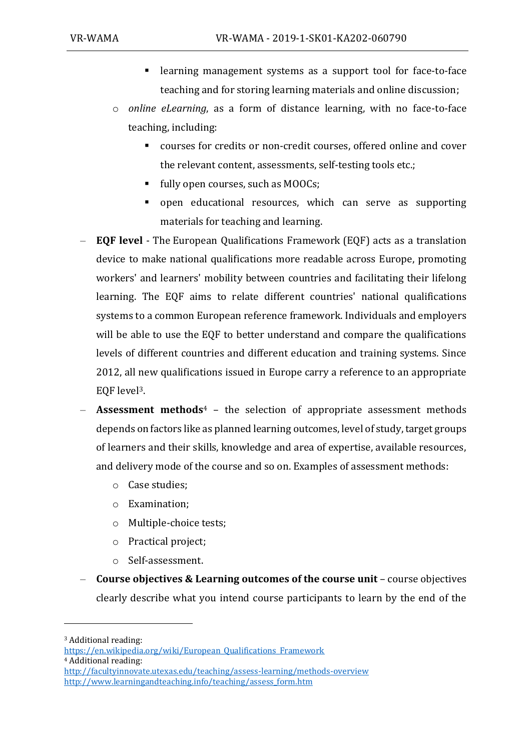- learning management systems as a support tool for face-to-face teaching and for storing learning materials and online discussion;
    - *online eLearning*, as a form of distance learning, with no face-to-face teaching, including:
        - courses for credits or non-credit courses, offered online and cover the relevant content, assessments, self-testing tools etc.;
        - fully open courses, such as MOOCs;
        - open educational resources, which can serve as supporting materials for teaching and learning.
- **EQF level** - The European Qualifications Framework (EQF) acts as a translation device to make national qualifications more readable across Europe, promoting workers' and learners' mobility between countries and facilitating their lifelong learning. The EQF aims to relate different countries' national qualifications systems to a common European reference framework. Individuals and employers will be able to use the EQF to better understand and compare the qualifications levels of different countries and different education and training systems. Since 2012, all new qualifications issued in Europe carry a reference to an appropriate EQF level[3].
- **Assessment methods**[4] – the selection of appropriate assessment methods depends on factors like as planned learning outcomes, level of study, target groups of learners and their skills, knowledge and area of expertise, available resources, and delivery mode of the course and so on. Examples of assessment methods:
    - Case studies;
    - Examination;
    - Multiple-choice tests;
    - Practical project;
    - Self-assessment.
- **Course objectives & Learning outcomes of the course unit** – course objectives clearly describe what you intend course participants to learn by the end of the

---

[3] Additional reading:
https://en.wikipedia.org/wiki/European_Qualifications_Framework

[4] Additional reading:
http://facultyinnovate.utexas.edu/teaching/assess-learning/methods-overview
http://www.learningandteaching.info/teaching/assess_form.htm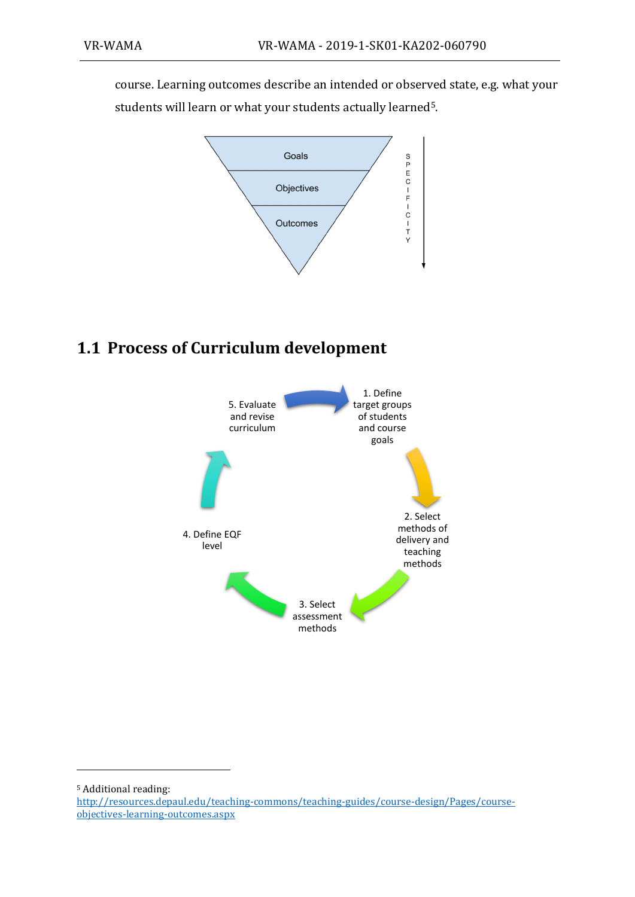course. Learning outcomes describe an intended or observed state, e.g. what your students will learn or what your students actually learned[5].

Goals

Objectives

Outcomes

SPECIFICITY

## 1.1 Process of Curriculum development

1. Define target groups of students and course goals

2. Select methods of delivery and teaching methods

3. Select assessment methods

4. Define EQF level

5. Evaluate and revise curriculum

---

[5] Additional reading: http://resources.depaul.edu/teaching-commons/teaching-guides/course-design/Pages/course-objectives-learning-outcomes.aspx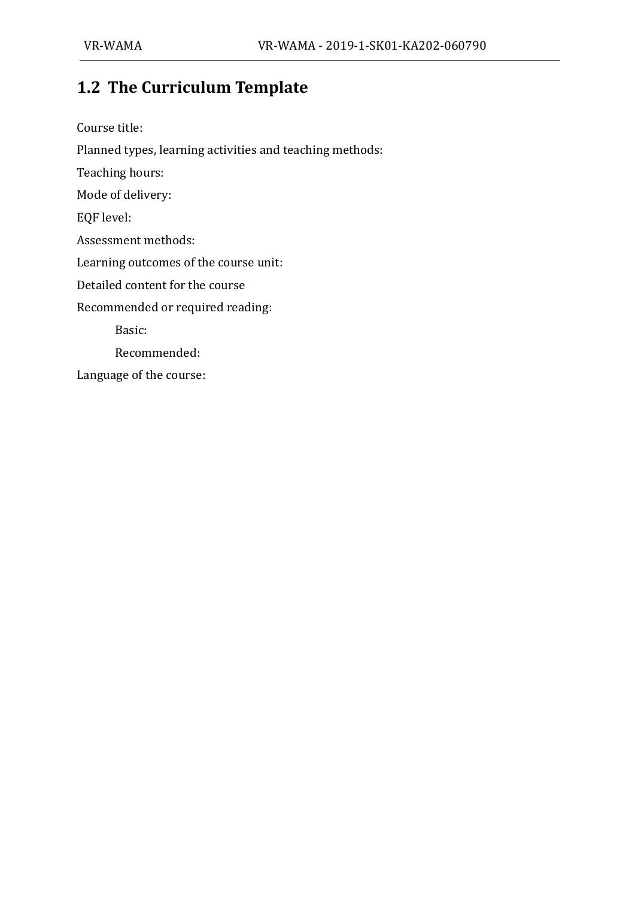## 1.2 The Curriculum Template

Course title:

Planned types, learning activities and teaching methods:

Teaching hours:

Mode of delivery:

EQF level:

Assessment methods:

Learning outcomes of the course unit:

Detailed content for the course

Recommended or required reading:

Basic:

Recommended:

Language of the course: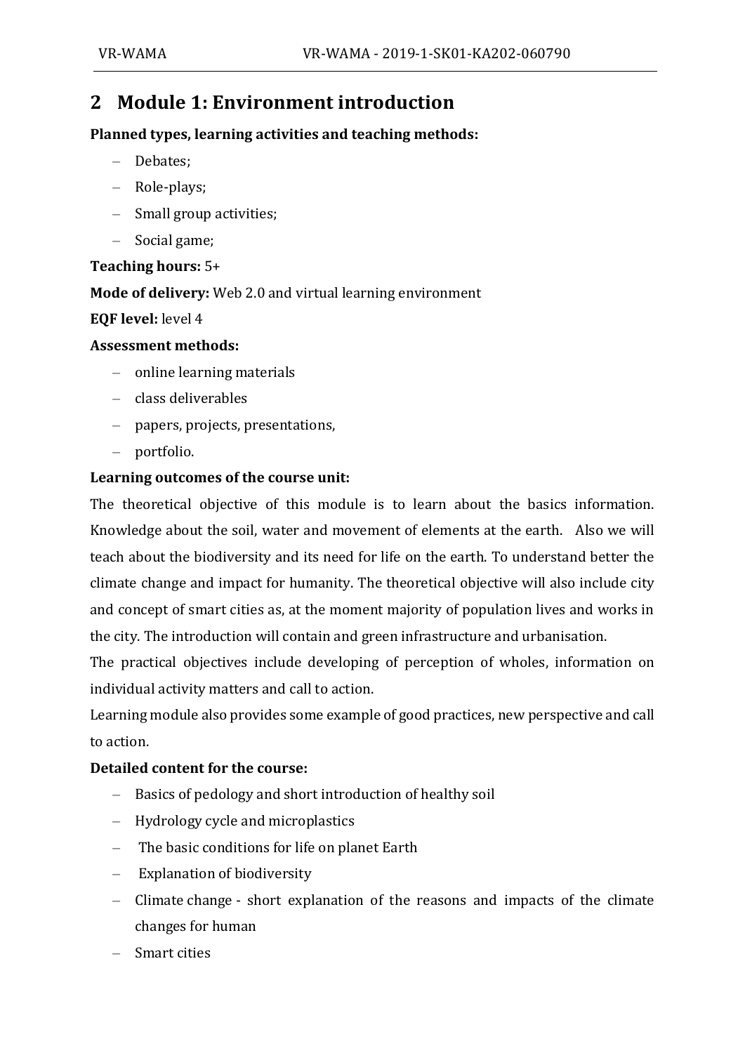## 2 Module 1: Environment introduction

**Planned types, learning activities and teaching methods:**

- Debates;
- Role-plays;
- Small group activities;
- Social game;

**Teaching hours:** 5+

**Mode of delivery:** Web 2.0 and virtual learning environment

**EQF level:** level 4

**Assessment methods:**

- online learning materials
- class deliverables
- papers, projects, presentations,
- portfolio.

**Learning outcomes of the course unit:**

The theoretical objective of this module is to learn about the basics information. Knowledge about the soil, water and movement of elements at the earth. Also we will teach about the biodiversity and its need for life on the earth. To understand better the climate change and impact for humanity. The theoretical objective will also include city and concept of smart cities as, at the moment majority of population lives and works in the city. The introduction will contain and green infrastructure and urbanisation.

The practical objectives include developing of perception of wholes, information on individual activity matters and call to action.

Learning module also provides some example of good practices, new perspective and call to action.

**Detailed content for the course:**

- Basics of pedology and short introduction of healthy soil
- Hydrology cycle and microplastics
- The basic conditions for life on planet Earth
- Explanation of biodiversity
- Climate change - short explanation of the reasons and impacts of the climate changes for human
- Smart cities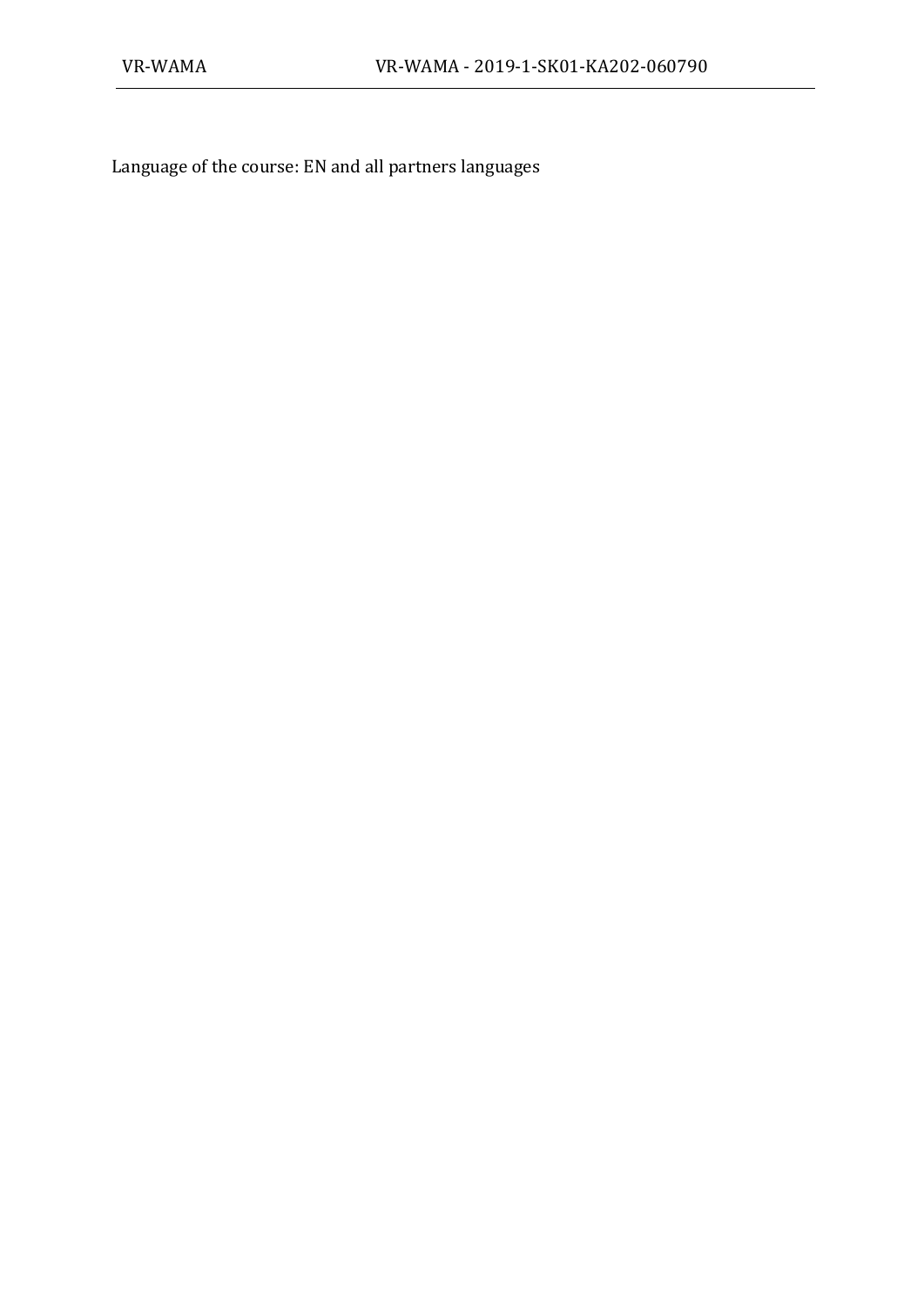Language of the course: EN and all partners languages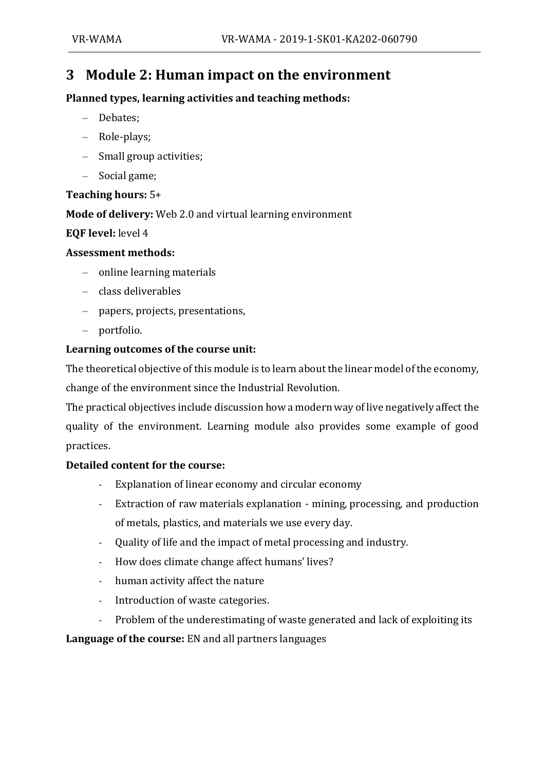# 3 Module 2: Human impact on the environment

**Planned types, learning activities and teaching methods:**

- Debates;
- Role-plays;
- Small group activities;
- Social game;

**Teaching hours:** 5+

**Mode of delivery:** Web 2.0 and virtual learning environment

**EQF level:** level 4

**Assessment methods:**

- online learning materials
- class deliverables
- papers, projects, presentations,
- portfolio.

**Learning outcomes of the course unit:**

The theoretical objective of this module is to learn about the linear model of the economy, change of the environment since the Industrial Revolution.

The practical objectives include discussion how a modern way of live negatively affect the quality of the environment. Learning module also provides some example of good practices.

**Detailed content for the course:**

- Explanation of linear economy and circular economy
- Extraction of raw materials explanation - mining, processing, and production of metals, plastics, and materials we use every day.
- Quality of life and the impact of metal processing and industry.
- How does climate change affect humans' lives?
- human activity affect the nature
- Introduction of waste categories.
- Problem of the underestimating of waste generated and lack of exploiting its

**Language of the course:** EN and all partners languages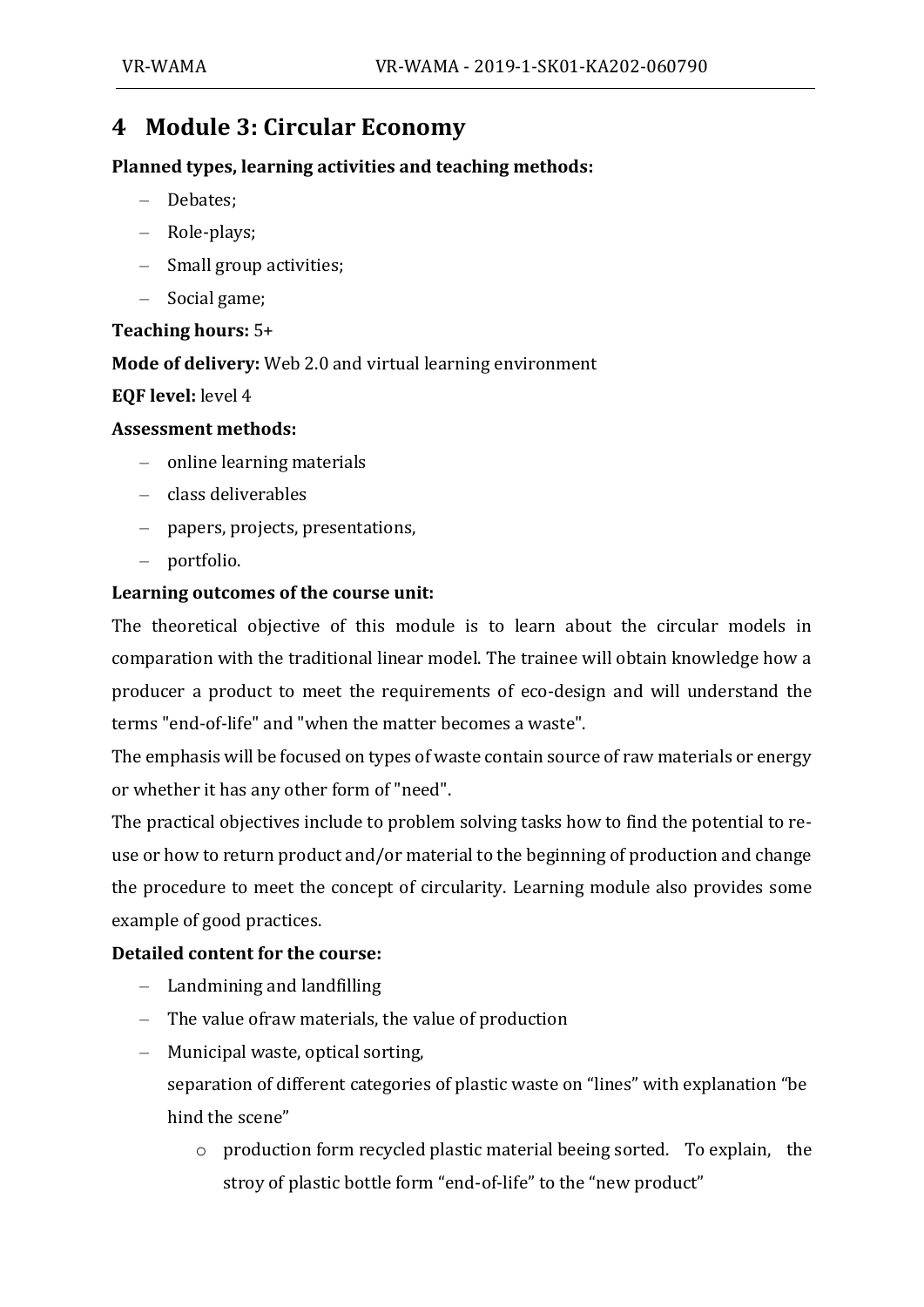# 4 Module 3: Circular Economy

**Planned types, learning activities and teaching methods:**

- Debates;
- Role-plays;
- Small group activities;
- Social game;

**Teaching hours:** 5+

**Mode of delivery:** Web 2.0 and virtual learning environment

**EQF level:** level 4

**Assessment methods:**

- online learning materials
- class deliverables
- papers, projects, presentations,
- portfolio.

**Learning outcomes of the course unit:**

The theoretical objective of this module is to learn about the circular models in comparation with the traditional linear model. The trainee will obtain knowledge how a producer a product to meet the requirements of eco-design and will understand the terms "end-of-life" and "when the matter becomes a waste".

The emphasis will be focused on types of waste contain source of raw materials or energy or whether it has any other form of "need".

The practical objectives include to problem solving tasks how to find the potential to re-use or how to return product and/or material to the beginning of production and change the procedure to meet the concept of circularity. Learning module also provides some example of good practices.

**Detailed content for the course:**

- Landmining and landfilling
- The value ofraw materials, the value of production
- Municipal waste, optical sorting,
  separation of different categories of plastic waste on "lines" with explanation "be hind the scene"
    - production form recycled plastic material beeing sorted. To explain, the stroy of plastic bottle form "end-of-life" to the "new product"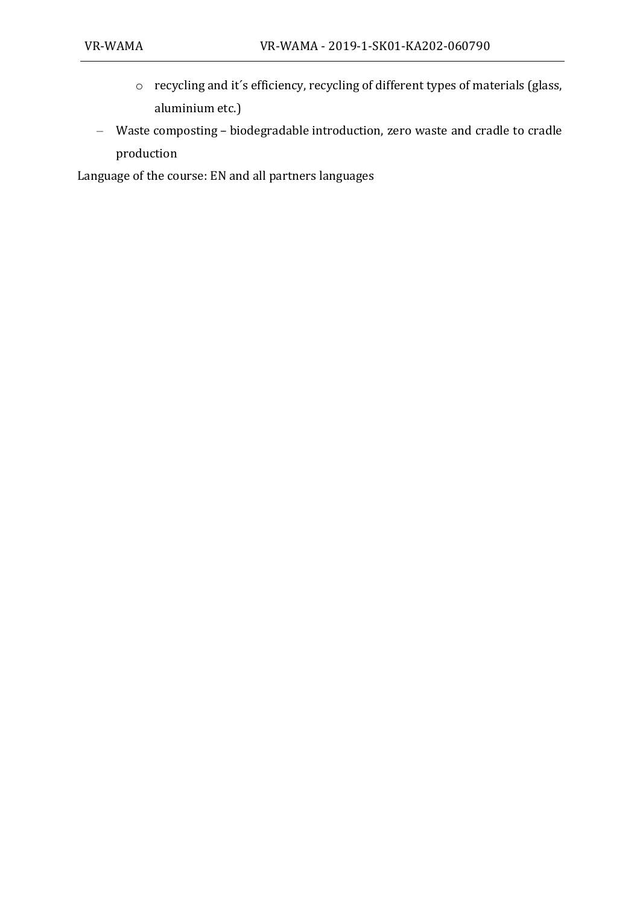- recycling and it´s efficiency, recycling of different types of materials (glass, aluminium etc.)
- Waste composting – biodegradable introduction, zero waste and cradle to cradle production

Language of the course: EN and all partners languages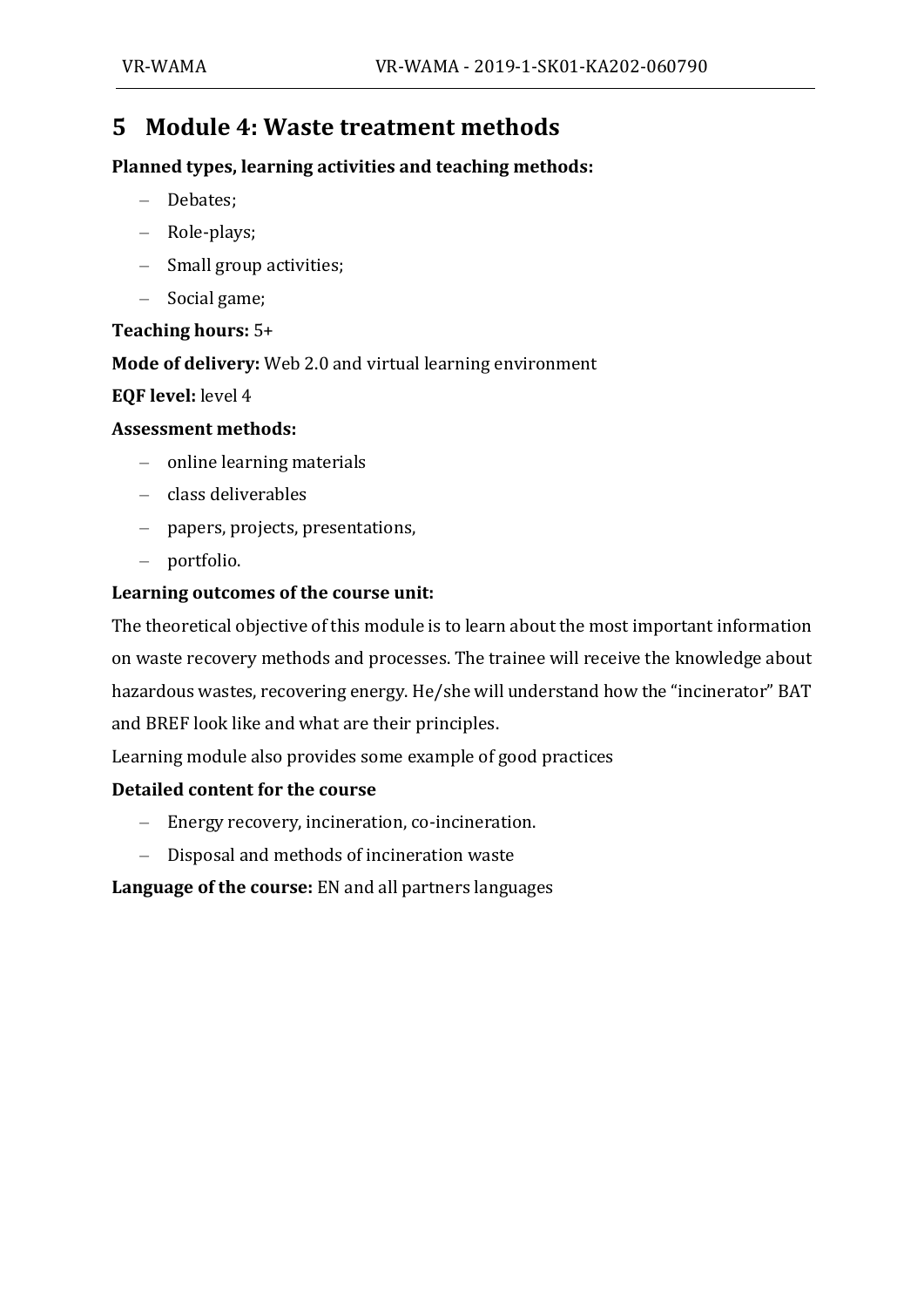# 5 Module 4: Waste treatment methods

**Planned types, learning activities and teaching methods:**

- Debates;
- Role-plays;
- Small group activities;
- Social game;

**Teaching hours:** 5+

**Mode of delivery:** Web 2.0 and virtual learning environment

**EQF level:** level 4

**Assessment methods:**

- online learning materials
- class deliverables
- papers, projects, presentations,
- portfolio.

**Learning outcomes of the course unit:**

The theoretical objective of this module is to learn about the most important information on waste recovery methods and processes. The trainee will receive the knowledge about hazardous wastes, recovering energy. He/she will understand how the "incinerator" BAT and BREF look like and what are their principles.

Learning module also provides some example of good practices

**Detailed content for the course**

- Energy recovery, incineration, co-incineration.
- Disposal and methods of incineration waste

**Language of the course:** EN and all partners languages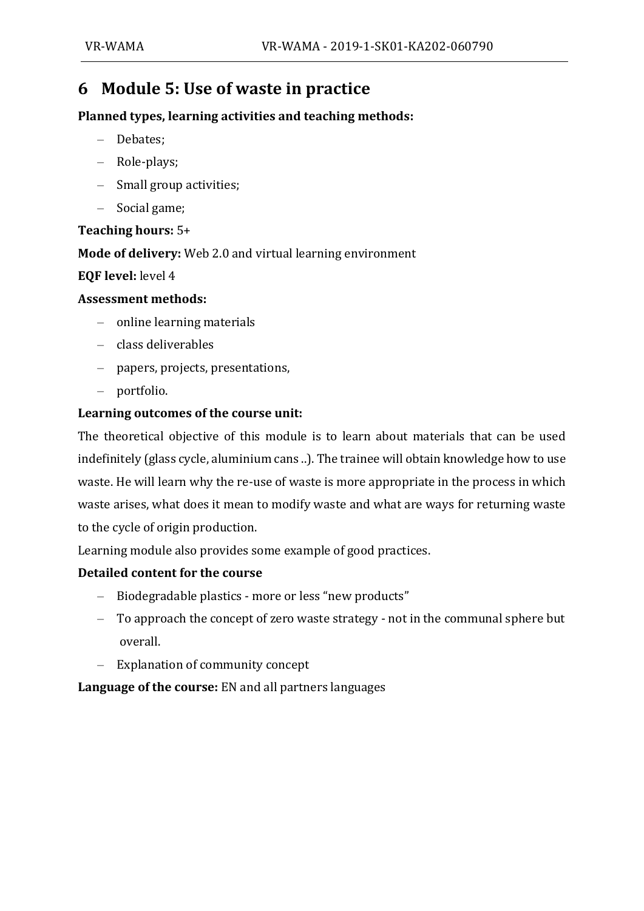# 6 Module 5: Use of waste in practice

**Planned types, learning activities and teaching methods:**

- Debates;
- Role-plays;
- Small group activities;
- Social game;

**Teaching hours:** 5+

**Mode of delivery:** Web 2.0 and virtual learning environment

**EQF level:** level 4

**Assessment methods:**

- online learning materials
- class deliverables
- papers, projects, presentations,
- portfolio.

**Learning outcomes of the course unit:**

The theoretical objective of this module is to learn about materials that can be used indefinitely (glass cycle, aluminium cans ..). The trainee will obtain knowledge how to use waste. He will learn why the re-use of waste is more appropriate in the process in which waste arises, what does it mean to modify waste and what are ways for returning waste to the cycle of origin production.

Learning module also provides some example of good practices.

**Detailed content for the course**

- Biodegradable plastics - more or less "new products"
- To approach the concept of zero waste strategy - not in the communal sphere but overall.
- Explanation of community concept

**Language of the course:** EN and all partners languages